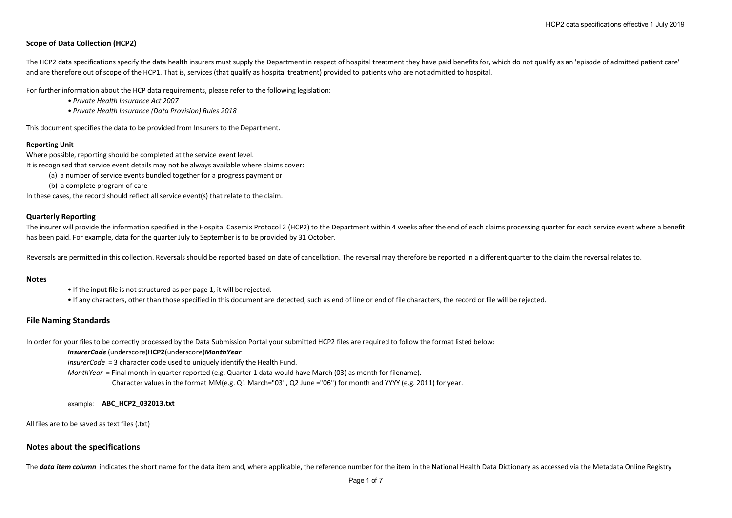## Scope of Data Collection (HCP2)

The HCP2 data specifications specify the data health insurers must supply the Department in respect of hospital treatment they have paid benefits for, which do not qualify as an 'episode of admitted patient care' and are therefore out of scope of the HCP1. That is, services (that qualify as hospital treatment) provided to patients who are not admitted to hospital.

For further information about the HCP data requirements, please refer to the following legislation:

- *Private Health Insurance Act 2007*
- *Private Health Insurance (Data Provision) Rules 2018*

This document specifies the data to be provided from Insurers to the Department.

**Reporting Unit**

Where possible, reporting should be completed at the service event level.
It is recognised that service event details may not be always available where claims cover:

(a) a number of service events bundled together for a progress payment or
(b) a complete program of care

In these cases, the record should reflect all service event(s) that relate to the claim.

**Quarterly Reporting**

The insurer will provide the information specified in the Hospital Casemix Protocol 2 (HCP2) to the Department within 4 weeks after the end of each claims processing quarter for each service event where a benefit has been paid. For example, data for the quarter July to September is to be provided by 31 October.

Reversals are permitted in this collection. Reversals should be reported based on date of cancellation. The reversal may therefore be reported in a different quarter to the claim the reversal relates to.

**Notes**

- If the input file is not structured as per page 1, it will be rejected.
- If any characters, other than those specified in this document are detected, such as end of line or end of file characters, the record or file will be rejected.

## File Naming Standards

In order for your files to be correctly processed by the Data Submission Portal your submitted HCP2 files are required to follow the format listed below:

***InsurerCode*** (underscore)**HCP2**(underscore)***MonthYear***

*InsurerCode* = 3 character code used to uniquely identify the Health Fund.

*MonthYear* = Final month in quarter reported (e.g. Quarter 1 data would have March (03) as month for filename).
Character values in the format MM(e.g. Q1 March="03", Q2 June ="06") for month and YYYY (e.g. 2011) for year.

example: **ABC_HCP2_032013.txt**

All files are to be saved as text files (.txt)

## Notes about the specifications

The ***data item column*** indicates the short name for the data item and, where applicable, the reference number for the item in the National Health Data Dictionary as accessed via the Metadata Online Registry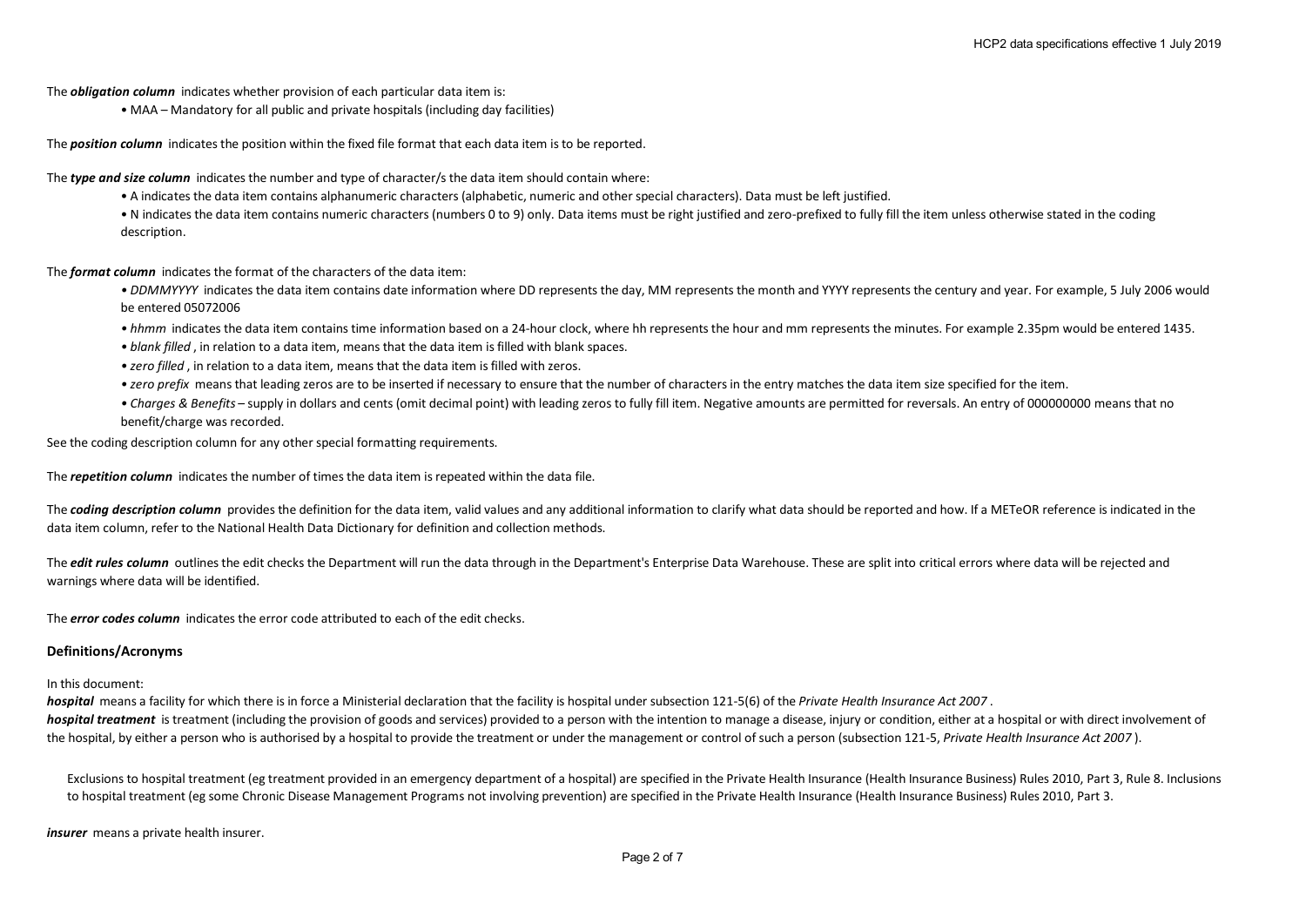The ***obligation column*** indicates whether provision of each particular data item is:

- MAA – Mandatory for all public and private hospitals (including day facilities)

The ***position column*** indicates the position within the fixed file format that each data item is to be reported.

The ***type and size column*** indicates the number and type of character/s the data item should contain where:

- A indicates the data item contains alphanumeric characters (alphabetic, numeric and other special characters). Data must be left justified.
- N indicates the data item contains numeric characters (numbers 0 to 9) only. Data items must be right justified and zero-prefixed to fully fill the item unless otherwise stated in the coding description.

The ***format column*** indicates the format of the characters of the data item:

- *DDMMYYYY* indicates the data item contains date information where DD represents the day, MM represents the month and YYYY represents the century and year. For example, 5 July 2006 would be entered 05072006
- *hhmm* indicates the data item contains time information based on a 24-hour clock, where hh represents the hour and mm represents the minutes. For example 2.35pm would be entered 1435.
- *blank filled* , in relation to a data item, means that the data item is filled with blank spaces.
- *zero filled* , in relation to a data item, means that the data item is filled with zeros.
- *zero prefix* means that leading zeros are to be inserted if necessary to ensure that the number of characters in the entry matches the data item size specified for the item.
- *Charges & Benefits* – supply in dollars and cents (omit decimal point) with leading zeros to fully fill item. Negative amounts are permitted for reversals. An entry of 000000000 means that no benefit/charge was recorded.

See the coding description column for any other special formatting requirements.

The ***repetition column*** indicates the number of times the data item is repeated within the data file.

The ***coding description column*** provides the definition for the data item, valid values and any additional information to clarify what data should be reported and how. If a METeOR reference is indicated in the data item column, refer to the National Health Data Dictionary for definition and collection methods.

The ***edit rules column*** outlines the edit checks the Department will run the data through in the Department's Enterprise Data Warehouse. These are split into critical errors where data will be rejected and warnings where data will be identified.

The ***error codes column*** indicates the error code attributed to each of the edit checks.

## Definitions/Acronyms

In this document:

***hospital*** means a facility for which there is in force a Ministerial declaration that the facility is hospital under subsection 121-5(6) of the *Private Health Insurance Act 2007* .
***hospital treatment*** is treatment (including the provision of goods and services) provided to a person with the intention to manage a disease, injury or condition, either at a hospital or with direct involvement of the hospital, by either a person who is authorised by a hospital to provide the treatment or under the management or control of such a person (subsection 121-5, *Private Health Insurance Act 2007* ).

Exclusions to hospital treatment (eg treatment provided in an emergency department of a hospital) are specified in the Private Health Insurance (Health Insurance Business) Rules 2010, Part 3, Rule 8. Inclusions to hospital treatment (eg some Chronic Disease Management Programs not involving prevention) are specified in the Private Health Insurance (Health Insurance Business) Rules 2010, Part 3.

***insurer*** means a private health insurer.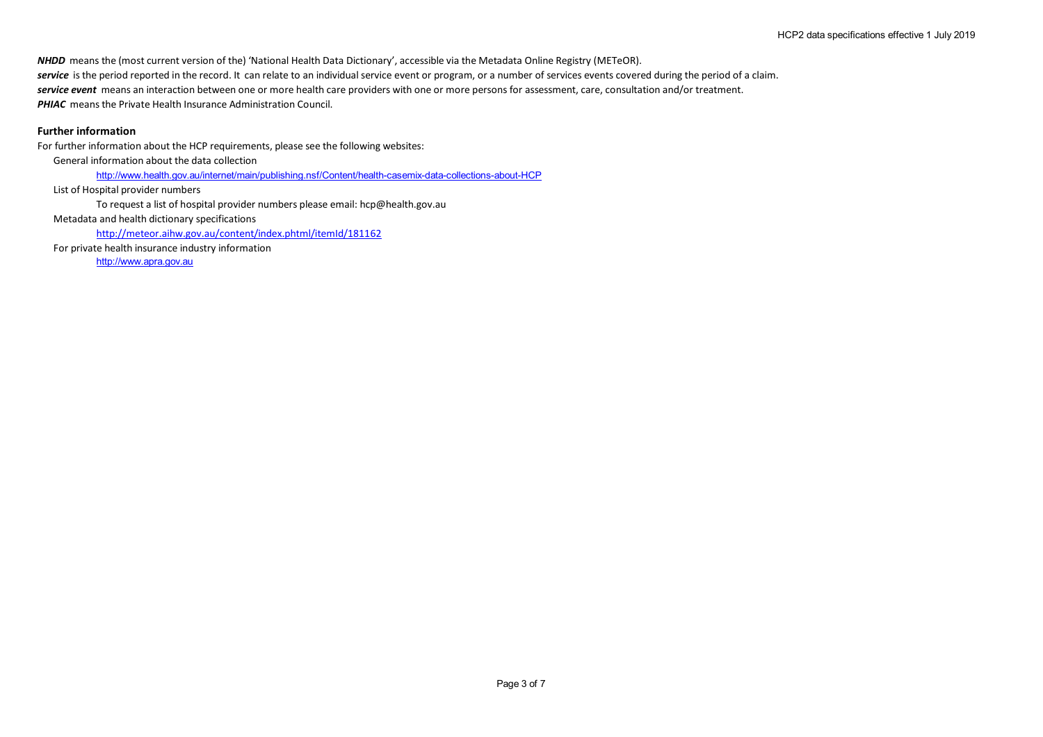***NHDD*** means the (most current version of the) 'National Health Data Dictionary', accessible via the Metadata Online Registry (METeOR).
***service*** is the period reported in the record. It can relate to an individual service event or program, or a number of services events covered during the period of a claim.
***service event*** means an interaction between one or more health care providers with one or more persons for assessment, care, consultation and/or treatment.
***PHIAC*** means the Private Health Insurance Administration Council.

## Further information

For further information about the HCP requirements, please see the following websites:

General information about the data collection

http://www.health.gov.au/internet/main/publishing.nsf/Content/health-casemix-data-collections-about-HCP

List of Hospital provider numbers

To request a list of hospital provider numbers please email: hcp@health.gov.au

Metadata and health dictionary specifications

http://meteor.aihw.gov.au/content/index.phtml/itemId/181162

For private health insurance industry information

http://www.apra.gov.au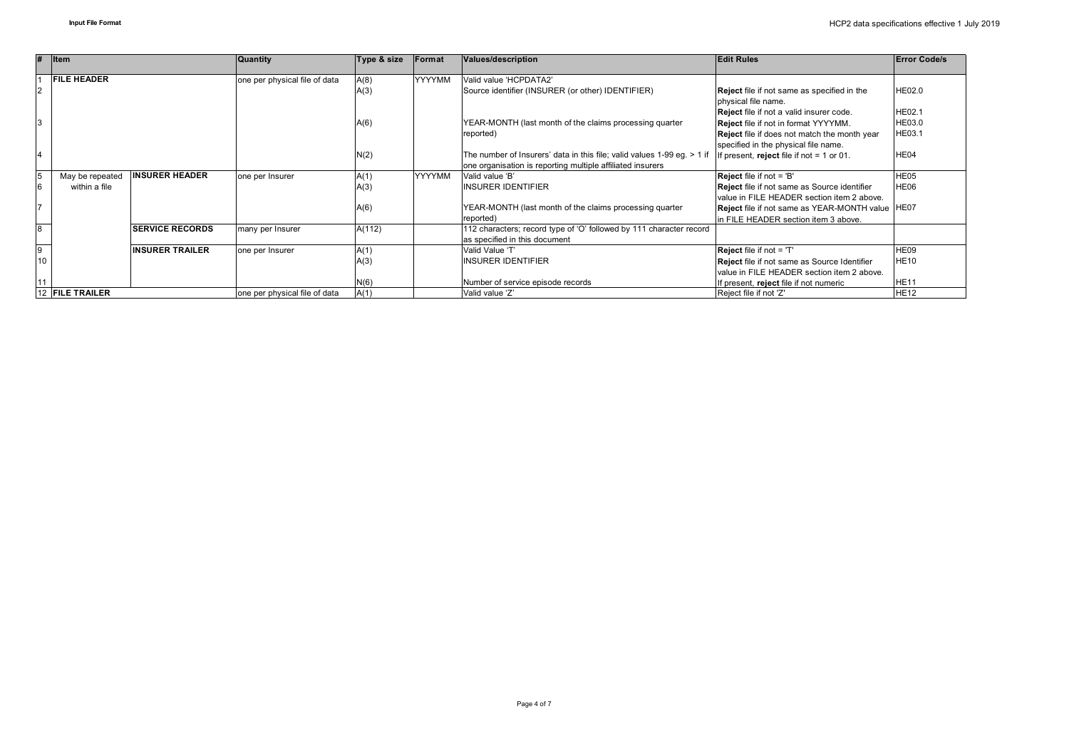| # | Item | | Quantity | Type & size | Format | Values/description | Edit Rules | Error Code/s |
|---|---|---|---|---|---|---|---|---|
| 1 | **FILE HEADER** | | one per physical file of data | A(8) | YYYYMM | Valid value 'HCPDATA2' | | |
| 2 | | | | A(3) | | Source identifier (INSURER (or other) IDENTIFIER) | **Reject** file if not same as specified in the physical file name. | HE02.0 |
| | | | | | | | **Reject** file if not a valid insurer code. | HE02.1 |
| 3 | | | | A(6) | | YEAR-MONTH (last month of the claims processing quarter reported) | **Reject** file if not in format YYYYMM. | HE03.0 |
| | | | | | | | **Reject** file if does not match the month year specified in the physical file name. | HE03.1 |
| 4 | | | | N(2) | | The number of Insurers' data in this file; valid values 1-99 eg. > 1 if one organisation is reporting multiple affiliated insurers | If present, **reject** file if not = 1 or 01. | HE04 |
| 5 | May be repeated within a file | **INSURER HEADER** | one per Insurer | A(1) | YYYYMM | Valid value 'B' | **Reject** file if not = 'B' | HE05 |
| 6 | | | | A(3) | | INSURER IDENTIFIER | **Reject** file if not same as Source identifier value in FILE HEADER section item 2 above. | HE06 |
| 7 | | | | A(6) | | YEAR-MONTH (last month of the claims processing quarter reported) | **Reject** file if not same as YEAR-MONTH value in FILE HEADER section item 3 above. | HE07 |
| 8 | | **SERVICE RECORDS** | many per Insurer | A(112) | | 112 characters; record type of 'O' followed by 111 character record as specified in this document | | |
| 9 | | **INSURER TRAILER** | one per Insurer | A(1) | | Valid Value 'T' | **Reject** file if not = 'T' | HE09 |
| 10 | | | | A(3) | | INSURER IDENTIFIER | **Reject** file if not same as Source Identifier value in FILE HEADER section item 2 above. | HE10 |
| 11 | | | | N(6) | | Number of service episode records | If present, **reject** file if not numeric | HE11 |
| 12 | **FILE TRAILER** | | one per physical file of data | A(1) | | Valid value 'Z' | Reject file if not 'Z' | HE12 |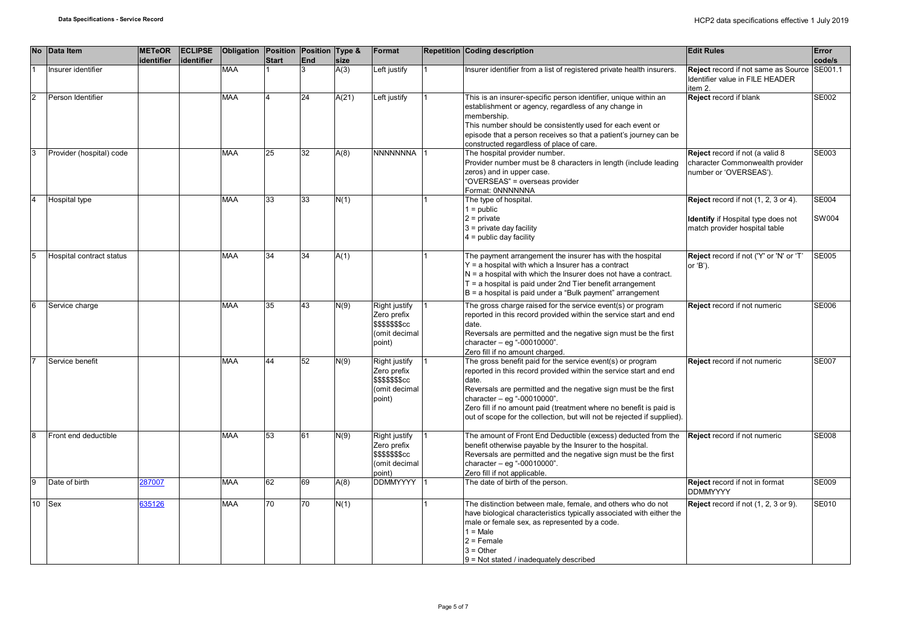| No | Data Item | METeOR identifier | ECLIPSE identifier | Obligation | Position Start | Position End | Type & size | Format | Repetition | Coding description | Edit Rules | Error code/s |
|---|---|---|---|---|---|---|---|---|---|---|---|---|
| 1 | Insurer identifier | | | MAA | 1 | 3 | A(3) | Left justify | 1 | Insurer identifier from a list of registered private health insurers. | **Reject** record if not same as Source Identifier value in FILE HEADER item 2. | SE001.1 |
| 2 | Person Identifier | | | MAA | 4 | 24 | A(21) | Left justify | 1 | This is an insurer-specific person identifier, unique within an establishment or agency, regardless of any change in membership.<br>This number should be consistently used for each event or episode that a person receives so that a patient's journey can be constructed regardless of place of care. | **Reject** record if blank | SE002 |
| 3 | Provider (hospital) code | | | MAA | 25 | 32 | A(8) | NNNNNNNA | 1 | The hospital provider number.<br>Provider number must be 8 characters in length (include leading zeros) and in upper case.<br>"OVERSEAS" = overseas provider<br>Format: 0NNNNNNA | **Reject** record if not (a valid 8 character Commonwealth provider number or 'OVERSEAS'). | SE003 |
| 4 | Hospital type | | | MAA | 33 | 33 | N(1) | | 1 | The type of hospital.<br>1 = public<br>2 = private<br>3 = private day facility<br>4 = public day facility | **Reject** record if not (1, 2, 3 or 4).<br><br>**Identify** if Hospital type does not match provider hospital table | SE004<br><br>SW004 |
| 5 | Hospital contract status | | | MAA | 34 | 34 | A(1) | | 1 | The payment arrangement the insurer has with the hospital<br>Y = a hospital with which a Insurer has a contract<br>N = a hospital with which the Insurer does not have a contract.<br>T = a hospital is paid under 2nd Tier benefit arrangement<br>B = a hospital is paid under a "Bulk payment" arrangement | **Reject** record if not ('Y' or 'N' or 'T' or 'B'). | SE005 |
| 6 | Service charge | | | MAA | 35 | 43 | N(9) | Right justify Zero prefix $$$$$$$cc (omit decimal point) | 1 | The gross charge raised for the service event(s) or program reported in this record provided within the service start and end date.<br>Reversals are permitted and the negative sign must be the first character – eg "-00010000".<br>Zero fill if no amount charged. | **Reject** record if not numeric | SE006 |
| 7 | Service benefit | | | MAA | 44 | 52 | N(9) | Right justify Zero prefix $$$$$$$cc (omit decimal point) | 1 | The gross benefit paid for the service event(s) or program reported in this record provided within the service start and end date.<br>Reversals are permitted and the negative sign must be the first character – eg "-00010000".<br>Zero fill if no amount paid (treatment where no benefit is paid is out of scope for the collection, but will not be rejected if supplied). | **Reject** record if not numeric | SE007 |
| 8 | Front end deductible | | | MAA | 53 | 61 | N(9) | Right justify Zero prefix $$$$$$$cc (omit decimal point) | 1 | The amount of Front End Deductible (excess) deducted from the benefit otherwise payable by the Insurer to the hospital.<br>Reversals are permitted and the negative sign must be the first character – eg "-00010000".<br>Zero fill if not applicable. | **Reject** record if not numeric | SE008 |
| 9 | Date of birth | 287007 | | MAA | 62 | 69 | A(8) | DDMMYYYY | 1 | The date of birth of the person. | **Reject** record if not in format DDMMYYYY | SE009 |
| 10 | Sex | 635126 | | MAA | 70 | 70 | N(1) | | 1 | The distinction between male, female, and others who do not have biological characteristics typically associated with either the male or female sex, as represented by a code.<br>1 = Male<br>2 = Female<br>3 = Other<br>9 = Not stated / inadequately described | **Reject** record if not (1, 2, 3 or 9). | SE010 |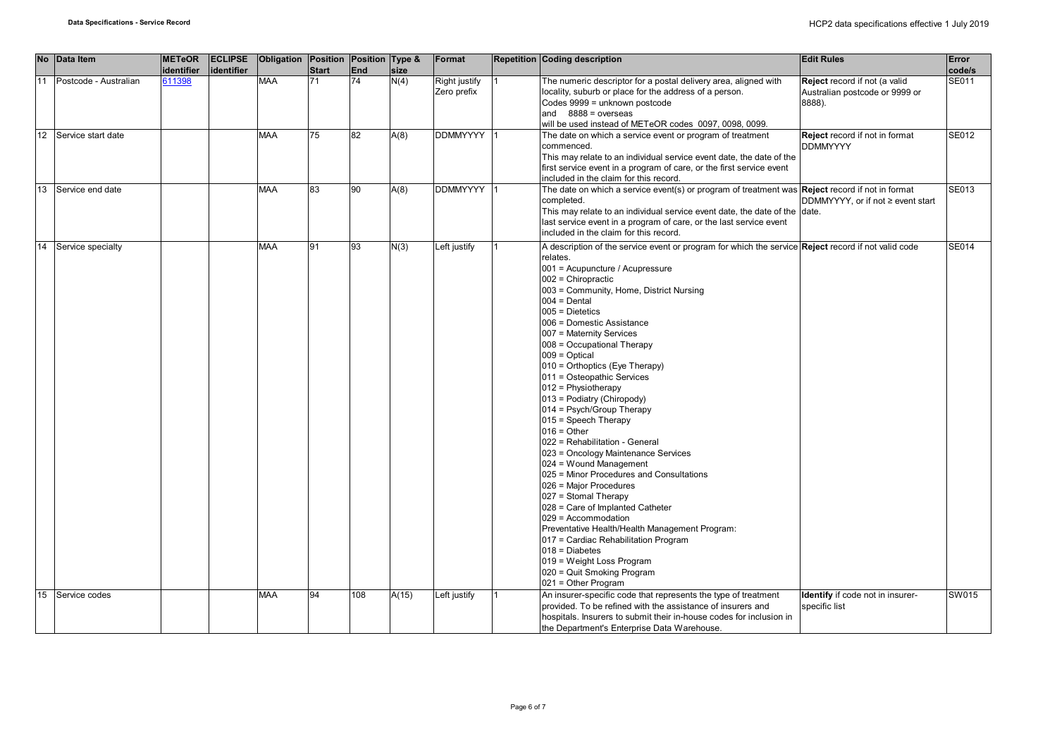| No | Data Item | METeOR identifier | ECLIPSE identifier | Obligation | Position Start | Position End | Type & size | Format | Repetition | Coding description | Edit Rules | Error code/s |
|---|---|---|---|---|---|---|---|---|---|---|---|---|
| 11 | Postcode - Australian | 611398 | | MAA | 71 | 74 | N(4) | Right justify Zero prefix | 1 | The numeric descriptor for a postal delivery area, aligned with locality, suburb or place for the address of a person.<br>Codes 9999 = unknown postcode<br>and 8888 = overseas<br>will be used instead of METeOR codes 0097, 0098, 0099. | **Reject** record if not (a valid Australian postcode or 9999 or 8888). | SE011 |
| 12 | Service start date | | | MAA | 75 | 82 | A(8) | DDMMYYYY | 1 | The date on which a service event or program of treatment commenced.<br>This may relate to an individual service event date, the date of the first service event in a program of care, or the first service event included in the claim for this record. | **Reject** record if not in format DDMMYYYY | SE012 |
| 13 | Service end date | | | MAA | 83 | 90 | A(8) | DDMMYYYY | 1 | The date on which a service event(s) or program of treatment was completed.<br>This may relate to an individual service event date, the date of the last service event in a program of care, or the last service event included in the claim for this record. | **Reject** record if not in format DDMMYYYY, or if not ≥ event start date. | SE013 |
| 14 | Service specialty | | | MAA | 91 | 93 | N(3) | Left justify | 1 | A description of the service event or program for which the service relates.<br>001 = Acupuncture / Acupressure<br>002 = Chiropractic<br>003 = Community, Home, District Nursing<br>004 = Dental<br>005 = Dietetics<br>006 = Domestic Assistance<br>007 = Maternity Services<br>008 = Occupational Therapy<br>009 = Optical<br>010 = Orthoptics (Eye Therapy)<br>011 = Osteopathic Services<br>012 = Physiotherapy<br>013 = Podiatry (Chiropody)<br>014 = Psych/Group Therapy<br>015 = Speech Therapy<br>016 = Other<br>022 = Rehabilitation - General<br>023 = Oncology Maintenance Services<br>024 = Wound Management<br>025 = Minor Procedures and Consultations<br>026 = Major Procedures<br>027 = Stomal Therapy<br>028 = Care of Implanted Catheter<br>029 = Accommodation<br>Preventative Health/Health Management Program:<br>017 = Cardiac Rehabilitation Program<br>018 = Diabetes<br>019 = Weight Loss Program<br>020 = Quit Smoking Program<br>021 = Other Program | **Reject** record if not valid code | SE014 |
| 15 | Service codes | | | MAA | 94 | 108 | A(15) | Left justify | 1 | An insurer-specific code that represents the type of treatment provided. To be refined with the assistance of insurers and hospitals. Insurers to submit their in-house codes for inclusion in the Department's Enterprise Data Warehouse. | **Identify** if code not in insurer-specific list | SW015 |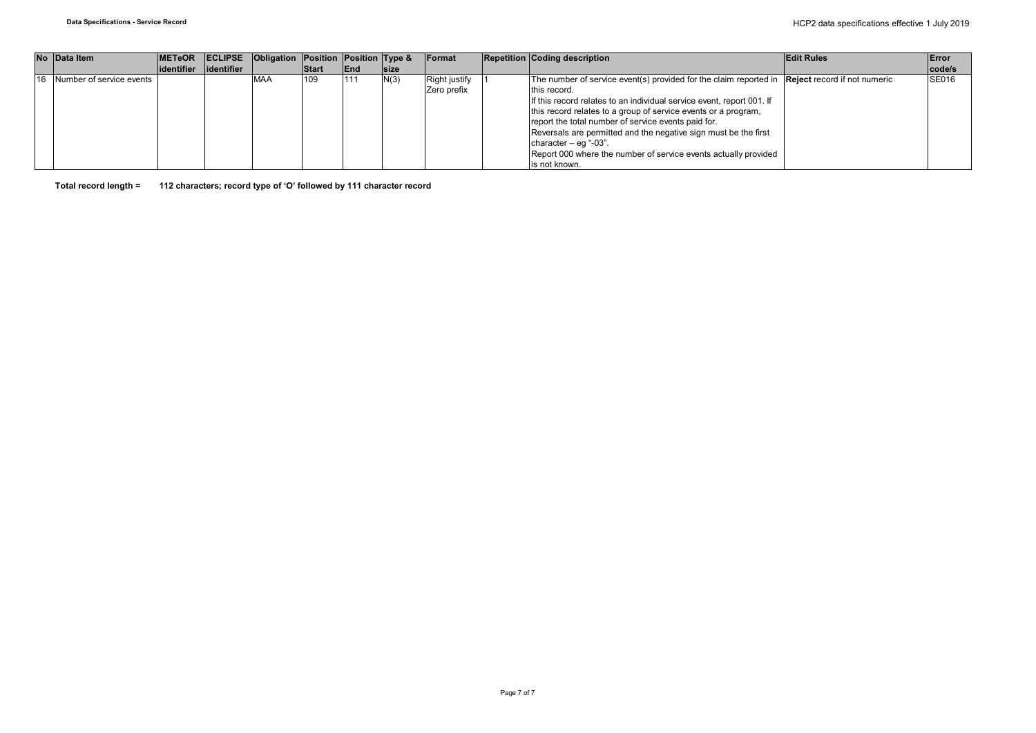| No | Data Item | METeOR identifier | ECLIPSE identifier | Obligation | Position Start | Position End | Type & size | Format | Repetition | Coding description | Edit Rules | Error code/s |
|---|---|---|---|---|---|---|---|---|---|---|---|---|
| 16 | Number of service events | | | MAA | 109 | 111 | N(3) | Right justify Zero prefix | 1 | The number of service event(s) provided for the claim reported in this record.<br>If this record relates to an individual service event, report 001. If this record relates to a group of service events or a program, report the total number of service events paid for.<br>Reversals are permitted and the negative sign must be the first character – eg "-03".<br>Report 000 where the number of service events actually provided is not known. | **Reject** record if not numeric | SE016 |

**Total record length = 112 characters; record type of 'O' followed by 111 character record**